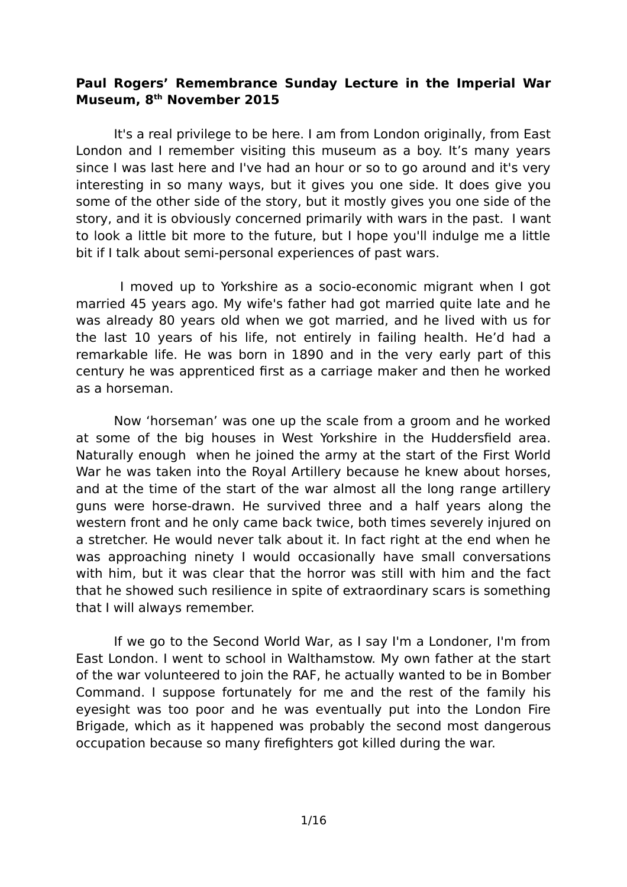**Paul Rogers' Remembrance Sunday Lecture in the Imperial War Museum, 8th November 2015**

It's a real privilege to be here. I am from London originally, from East London and I remember visiting this museum as a boy. It's many years since I was last here and I've had an hour or so to go around and it's very interesting in so many ways, but it gives you one side. It does give you some of the other side of the story, but it mostly gives you one side of the story, and it is obviously concerned primarily with wars in the past. I want to look a little bit more to the future, but I hope you'll indulge me a little bit if I talk about semi-personal experiences of past wars.

I moved up to Yorkshire as a socio-economic migrant when I got married 45 years ago. My wife's father had got married quite late and he was already 80 years old when we got married, and he lived with us for the last 10 years of his life, not entirely in failing health. He'd had a remarkable life. He was born in 1890 and in the very early part of this century he was apprenticed first as a carriage maker and then he worked as a horseman.

Now 'horseman' was one up the scale from a groom and he worked at some of the big houses in West Yorkshire in the Huddersfield area. Naturally enough when he joined the army at the start of the First World War he was taken into the Royal Artillery because he knew about horses, and at the time of the start of the war almost all the long range artillery guns were horse-drawn. He survived three and a half years along the western front and he only came back twice, both times severely injured on a stretcher. He would never talk about it. In fact right at the end when he was approaching ninety I would occasionally have small conversations with him, but it was clear that the horror was still with him and the fact that he showed such resilience in spite of extraordinary scars is something that I will always remember.

If we go to the Second World War, as I say I'm a Londoner, I'm from East London. I went to school in Walthamstow. My own father at the start of the war volunteered to join the RAF, he actually wanted to be in Bomber Command. I suppose fortunately for me and the rest of the family his eyesight was too poor and he was eventually put into the London Fire Brigade, which as it happened was probably the second most dangerous occupation because so many firefighters got killed during the war.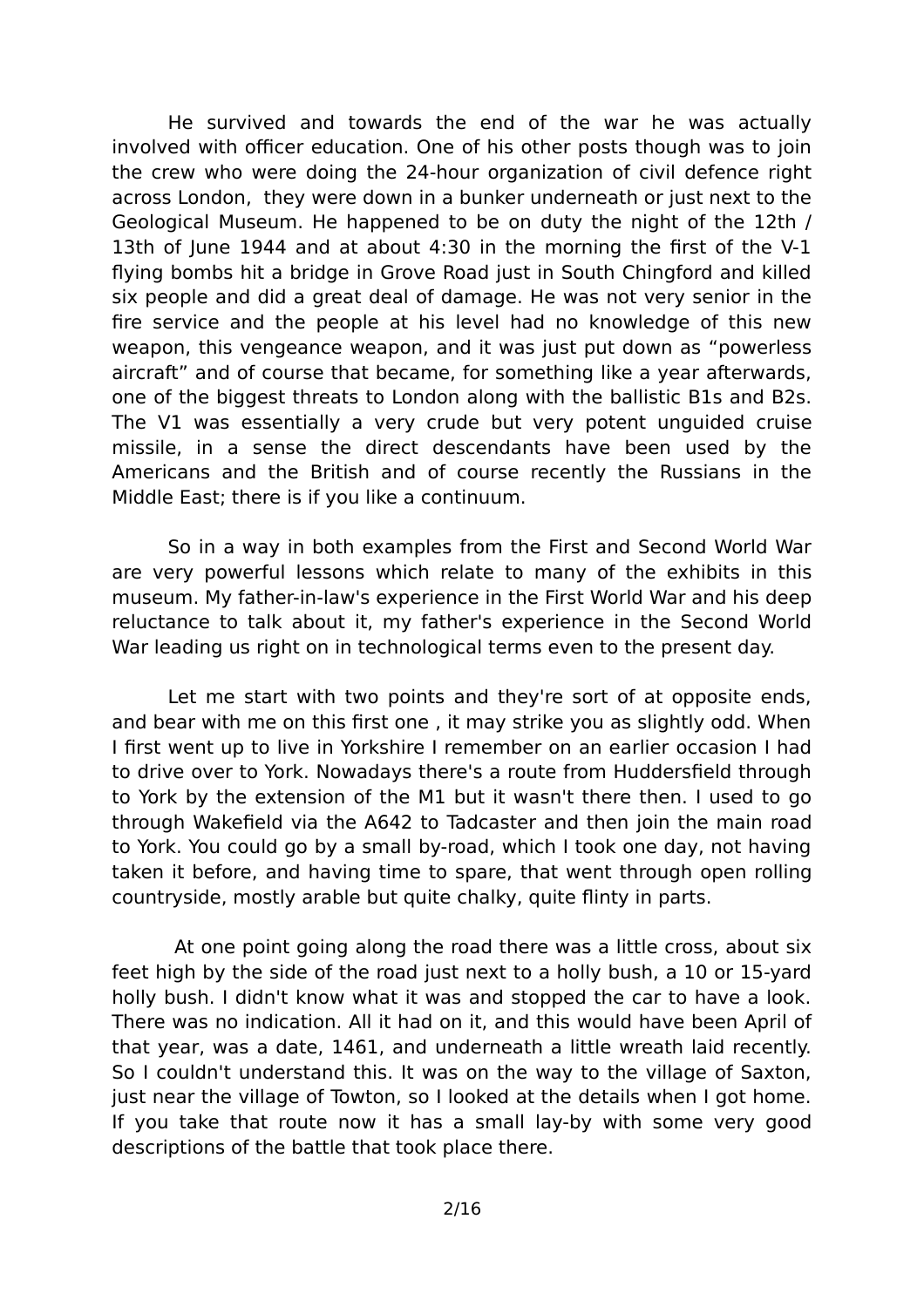He survived and towards the end of the war he was actually involved with officer education. One of his other posts though was to join the crew who were doing the 24-hour organization of civil defence right across London, they were down in a bunker underneath or just next to the Geological Museum. He happened to be on duty the night of the 12th / 13th of June 1944 and at about 4:30 in the morning the first of the V-1 flying bombs hit a bridge in Grove Road just in South Chingford and killed six people and did a great deal of damage. He was not very senior in the fire service and the people at his level had no knowledge of this new weapon, this vengeance weapon, and it was just put down as "powerless aircraft" and of course that became, for something like a year afterwards, one of the biggest threats to London along with the ballistic B1s and B2s. The V1 was essentially a very crude but very potent unguided cruise missile, in a sense the direct descendants have been used by the Americans and the British and of course recently the Russians in the Middle East; there is if you like a continuum.

So in a way in both examples from the First and Second World War are very powerful lessons which relate to many of the exhibits in this museum. My father-in-law's experience in the First World War and his deep reluctance to talk about it, my father's experience in the Second World War leading us right on in technological terms even to the present day.

Let me start with two points and they're sort of at opposite ends, and bear with me on this first one , it may strike you as slightly odd. When I first went up to live in Yorkshire I remember on an earlier occasion I had to drive over to York. Nowadays there's a route from Huddersfield through to York by the extension of the M1 but it wasn't there then. I used to go through Wakefield via the A642 to Tadcaster and then join the main road to York. You could go by a small by-road, which I took one day, not having taken it before, and having time to spare, that went through open rolling countryside, mostly arable but quite chalky, quite flinty in parts.

At one point going along the road there was a little cross, about six feet high by the side of the road just next to a holly bush, a 10 or 15-yard holly bush. I didn't know what it was and stopped the car to have a look. There was no indication. All it had on it, and this would have been April of that year, was a date, 1461, and underneath a little wreath laid recently. So I couldn't understand this. It was on the way to the village of Saxton, just near the village of Towton, so I looked at the details when I got home. If you take that route now it has a small lay-by with some very good descriptions of the battle that took place there.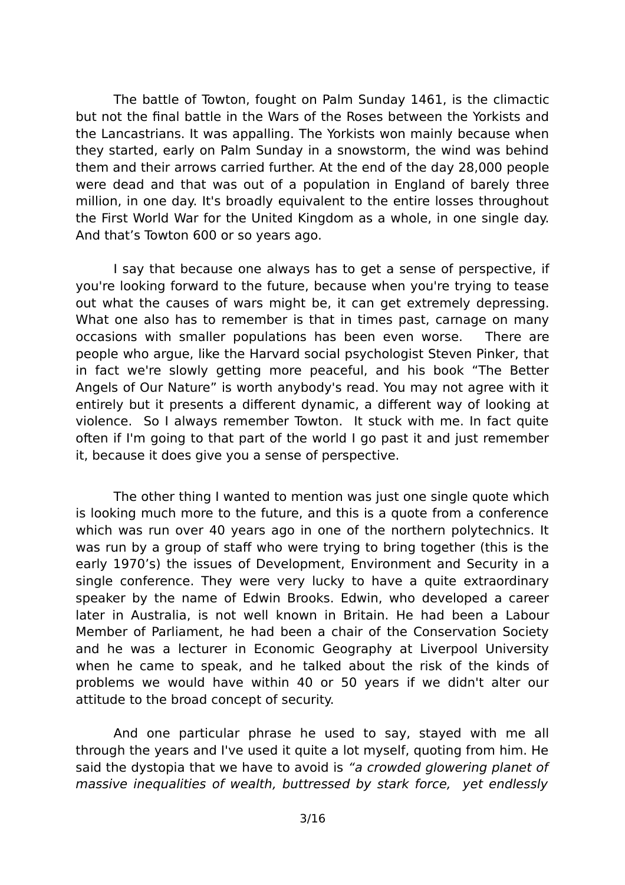The battle of Towton, fought on Palm Sunday 1461, is the climactic but not the final battle in the Wars of the Roses between the Yorkists and the Lancastrians. It was appalling. The Yorkists won mainly because when they started, early on Palm Sunday in a snowstorm, the wind was behind them and their arrows carried further. At the end of the day 28,000 people were dead and that was out of a population in England of barely three million, in one day. It's broadly equivalent to the entire losses throughout the First World War for the United Kingdom as a whole, in one single day. And that's Towton 600 or so years ago.

I say that because one always has to get a sense of perspective, if you're looking forward to the future, because when you're trying to tease out what the causes of wars might be, it can get extremely depressing. What one also has to remember is that in times past, carnage on many occasions with smaller populations has been even worse. There are people who argue, like the Harvard social psychologist Steven Pinker, that in fact we're slowly getting more peaceful, and his book "The Better Angels of Our Nature" is worth anybody's read. You may not agree with it entirely but it presents a different dynamic, a different way of looking at violence. So I always remember Towton. It stuck with me. In fact quite often if I'm going to that part of the world I go past it and just remember it, because it does give you a sense of perspective.

The other thing I wanted to mention was just one single quote which is looking much more to the future, and this is a quote from a conference which was run over 40 years ago in one of the northern polytechnics. It was run by a group of staff who were trying to bring together (this is the early 1970's) the issues of Development, Environment and Security in a single conference. They were very lucky to have a quite extraordinary speaker by the name of Edwin Brooks. Edwin, who developed a career later in Australia, is not well known in Britain. He had been a Labour Member of Parliament, he had been a chair of the Conservation Society and he was a lecturer in Economic Geography at Liverpool University when he came to speak, and he talked about the risk of the kinds of problems we would have within 40 or 50 years if we didn't alter our attitude to the broad concept of security.

And one particular phrase he used to say, stayed with me all through the years and I've used it quite a lot myself, quoting from him. He said the dystopia that we have to avoid is *"a crowded glowering planet of massive inequalities of wealth, buttressed by stark force, yet endlessly*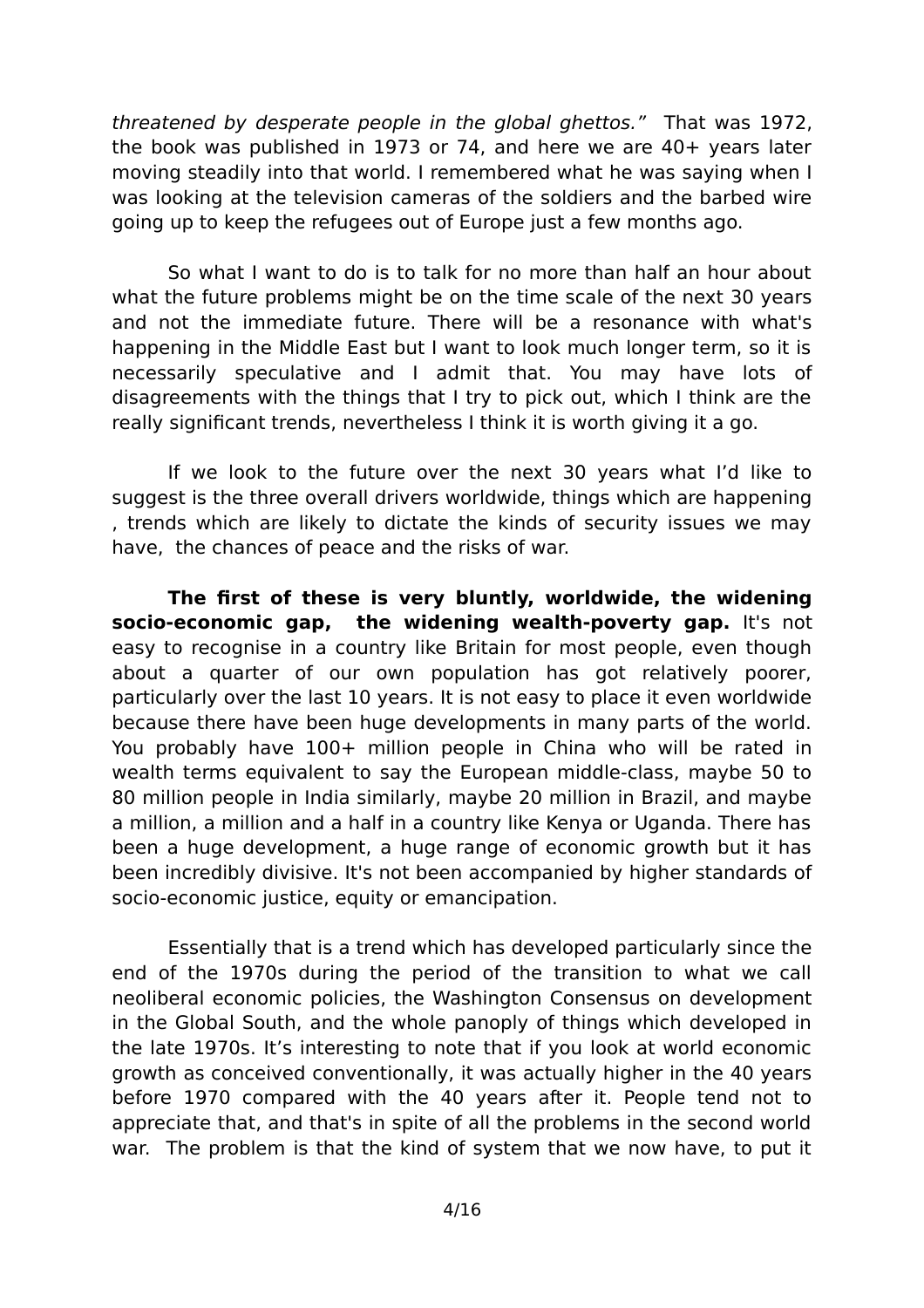*threatened by desperate people in the global ghettos."* That was 1972, the book was published in 1973 or 74, and here we are 40+ years later moving steadily into that world. I remembered what he was saying when I was looking at the television cameras of the soldiers and the barbed wire going up to keep the refugees out of Europe just a few months ago.

So what I want to do is to talk for no more than half an hour about what the future problems might be on the time scale of the next 30 years and not the immediate future. There will be a resonance with what's happening in the Middle East but I want to look much longer term, so it is necessarily speculative and I admit that. You may have lots of disagreements with the things that I try to pick out, which I think are the really significant trends, nevertheless I think it is worth giving it a go.

If we look to the future over the next 30 years what I'd like to suggest is the three overall drivers worldwide, things which are happening , trends which are likely to dictate the kinds of security issues we may have, the chances of peace and the risks of war.

**The first of these is very bluntly, worldwide, the widening socio-economic gap, the widening wealth-poverty gap.** It's not easy to recognise in a country like Britain for most people, even though about a quarter of our own population has got relatively poorer, particularly over the last 10 years. It is not easy to place it even worldwide because there have been huge developments in many parts of the world. You probably have 100+ million people in China who will be rated in wealth terms equivalent to say the European middle-class, maybe 50 to 80 million people in India similarly, maybe 20 million in Brazil, and maybe a million, a million and a half in a country like Kenya or Uganda. There has been a huge development, a huge range of economic growth but it has been incredibly divisive. It's not been accompanied by higher standards of socio-economic justice, equity or emancipation.

Essentially that is a trend which has developed particularly since the end of the 1970s during the period of the transition to what we call neoliberal economic policies, the Washington Consensus on development in the Global South, and the whole panoply of things which developed in the late 1970s. It's interesting to note that if you look at world economic growth as conceived conventionally, it was actually higher in the 40 years before 1970 compared with the 40 years after it. People tend not to appreciate that, and that's in spite of all the problems in the second world war. The problem is that the kind of system that we now have, to put it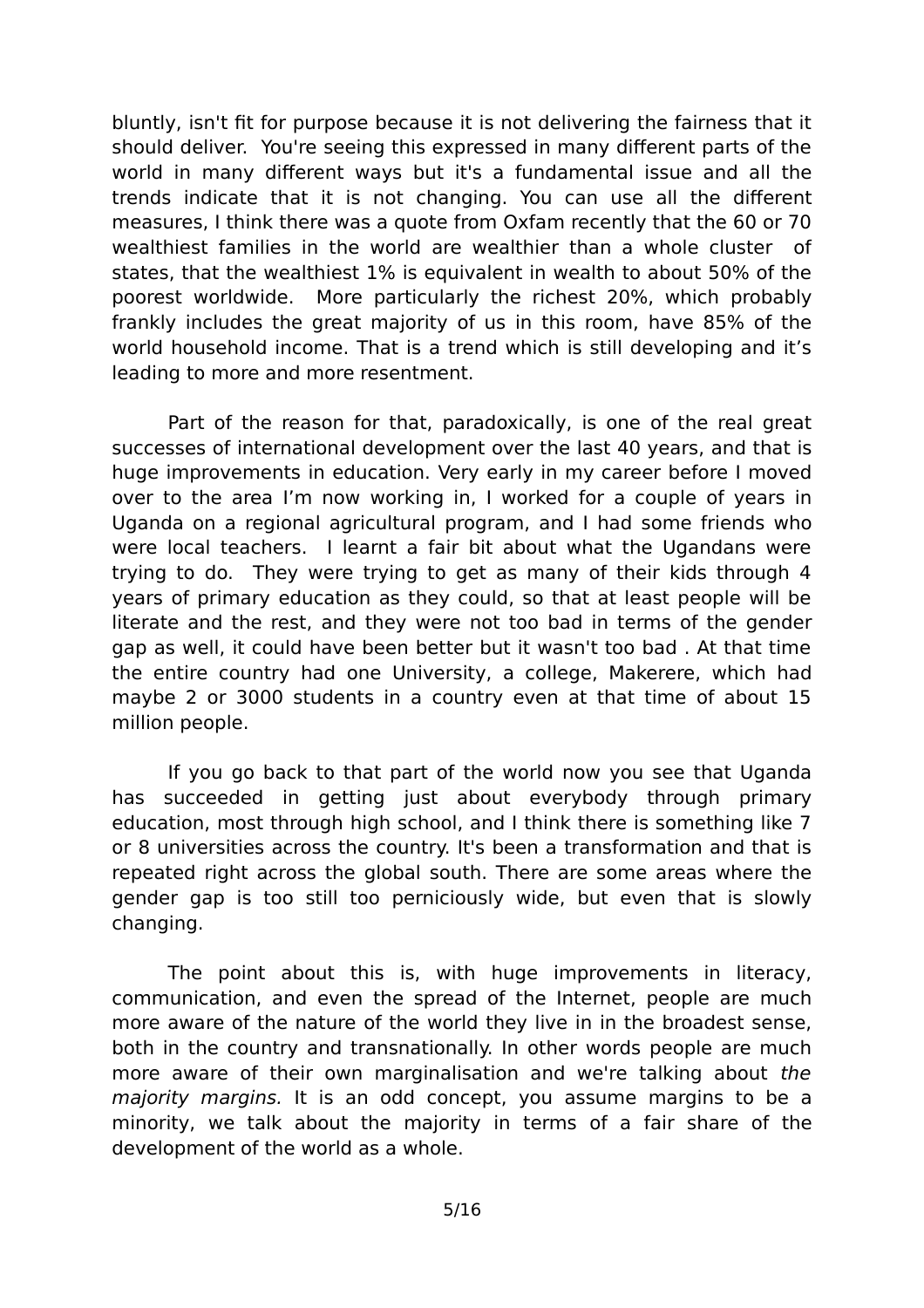bluntly, isn't fit for purpose because it is not delivering the fairness that it should deliver. You're seeing this expressed in many different parts of the world in many different ways but it's a fundamental issue and all the trends indicate that it is not changing. You can use all the different measures, I think there was a quote from Oxfam recently that the 60 or 70 wealthiest families in the world are wealthier than a whole cluster of states, that the wealthiest 1% is equivalent in wealth to about 50% of the poorest worldwide. More particularly the richest 20%, which probably frankly includes the great majority of us in this room, have 85% of the world household income. That is a trend which is still developing and it's leading to more and more resentment.

Part of the reason for that, paradoxically, is one of the real great successes of international development over the last 40 years, and that is huge improvements in education. Very early in my career before I moved over to the area I'm now working in, I worked for a couple of years in Uganda on a regional agricultural program, and I had some friends who were local teachers. I learnt a fair bit about what the Ugandans were trying to do. They were trying to get as many of their kids through 4 years of primary education as they could, so that at least people will be literate and the rest, and they were not too bad in terms of the gender gap as well, it could have been better but it wasn't too bad . At that time the entire country had one University, a college, Makerere, which had maybe 2 or 3000 students in a country even at that time of about 15 million people.

If you go back to that part of the world now you see that Uganda has succeeded in getting just about everybody through primary education, most through high school, and I think there is something like 7 or 8 universities across the country. It's been a transformation and that is repeated right across the global south. There are some areas where the gender gap is too still too perniciously wide, but even that is slowly changing.

The point about this is, with huge improvements in literacy, communication, and even the spread of the Internet, people are much more aware of the nature of the world they live in in the broadest sense, both in the country and transnationally. In other words people are much more aware of their own marginalisation and we're talking about *the majority margins.* It is an odd concept, you assume margins to be a minority, we talk about the majority in terms of a fair share of the development of the world as a whole.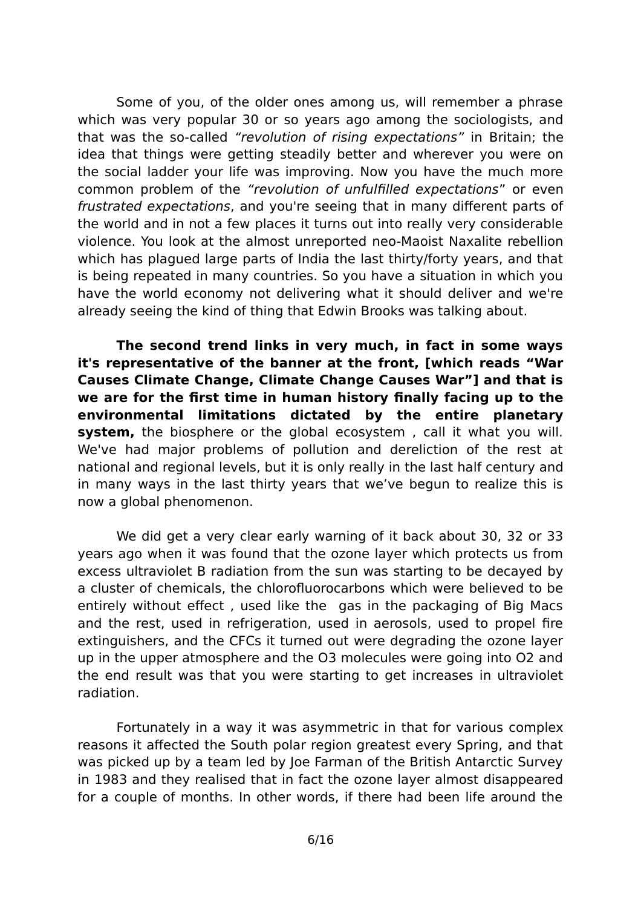Some of you, of the older ones among us, will remember a phrase which was very popular 30 or so years ago among the sociologists, and that was the so-called *"revolution of rising expectations"* in Britain; the idea that things were getting steadily better and wherever you were on the social ladder your life was improving. Now you have the much more common problem of the *"revolution of unfulfilled expectations*" or even *frustrated expectations*, and you're seeing that in many different parts of the world and in not a few places it turns out into really very considerable violence. You look at the almost unreported neo-Maoist Naxalite rebellion which has plagued large parts of India the last thirty/forty years, and that is being repeated in many countries. So you have a situation in which you have the world economy not delivering what it should deliver and we're already seeing the kind of thing that Edwin Brooks was talking about.

**The second trend links in very much, in fact in some ways it's representative of the banner at the front, [which reads "War Causes Climate Change, Climate Change Causes War"] and that is we are for the first time in human history finally facing up to the environmental limitations dictated by the entire planetary system,** the biosphere or the global ecosystem , call it what you will. We've had major problems of pollution and dereliction of the rest at national and regional levels, but it is only really in the last half century and in many ways in the last thirty years that we've begun to realize this is now a global phenomenon.

We did get a very clear early warning of it back about 30, 32 or 33 years ago when it was found that the ozone layer which protects us from excess ultraviolet B radiation from the sun was starting to be decayed by a cluster of chemicals, the chlorofluorocarbons which were believed to be entirely without effect , used like the gas in the packaging of Big Macs and the rest, used in refrigeration, used in aerosols, used to propel fire extinguishers, and the CFCs it turned out were degrading the ozone layer up in the upper atmosphere and the $O_3$ molecules were going into $O_2$ and the end result was that you were starting to get increases in ultraviolet radiation.

Fortunately in a way it was asymmetric in that for various complex reasons it affected the South polar region greatest every Spring, and that was picked up by a team led by Joe Farman of the British Antarctic Survey in 1983 and they realised that in fact the ozone layer almost disappeared for a couple of months. In other words, if there had been life around the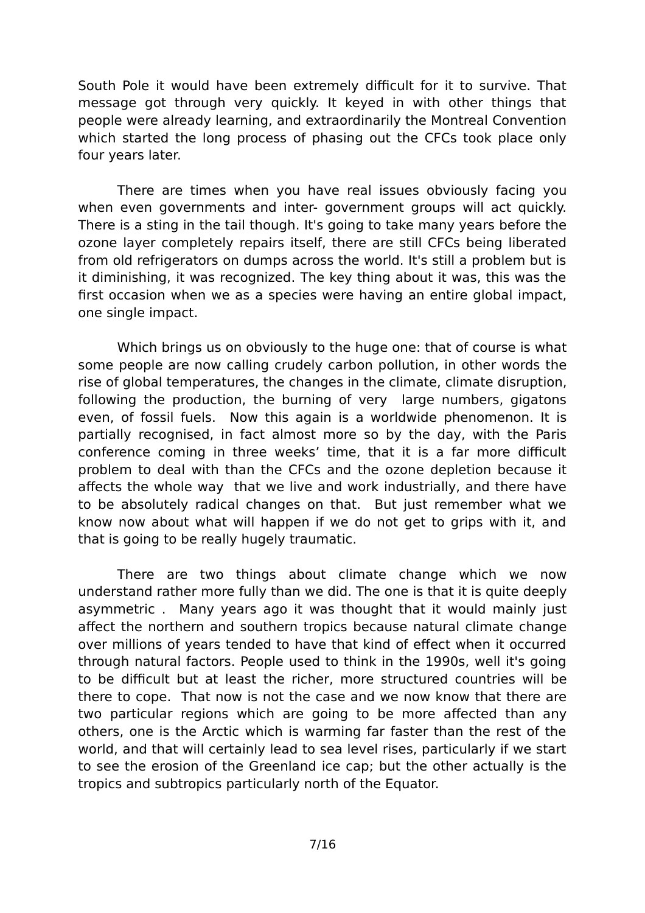South Pole it would have been extremely difficult for it to survive. That message got through very quickly. It keyed in with other things that people were already learning, and extraordinarily the Montreal Convention which started the long process of phasing out the CFCs took place only four years later.

There are times when you have real issues obviously facing you when even governments and inter- government groups will act quickly. There is a sting in the tail though. It's going to take many years before the ozone layer completely repairs itself, there are still CFCs being liberated from old refrigerators on dumps across the world. It's still a problem but is it diminishing, it was recognized. The key thing about it was, this was the first occasion when we as a species were having an entire global impact, one single impact.

Which brings us on obviously to the huge one: that of course is what some people are now calling crudely carbon pollution, in other words the rise of global temperatures, the changes in the climate, climate disruption, following the production, the burning of very large numbers, gigatons even, of fossil fuels. Now this again is a worldwide phenomenon. It is partially recognised, in fact almost more so by the day, with the Paris conference coming in three weeks' time, that it is a far more difficult problem to deal with than the CFCs and the ozone depletion because it affects the whole way that we live and work industrially, and there have to be absolutely radical changes on that. But just remember what we know now about what will happen if we do not get to grips with it, and that is going to be really hugely traumatic.

There are two things about climate change which we now understand rather more fully than we did. The one is that it is quite deeply asymmetric . Many years ago it was thought that it would mainly just affect the northern and southern tropics because natural climate change over millions of years tended to have that kind of effect when it occurred through natural factors. People used to think in the 1990s, well it's going to be difficult but at least the richer, more structured countries will be there to cope. That now is not the case and we now know that there are two particular regions which are going to be more affected than any others, one is the Arctic which is warming far faster than the rest of the world, and that will certainly lead to sea level rises, particularly if we start to see the erosion of the Greenland ice cap; but the other actually is the tropics and subtropics particularly north of the Equator.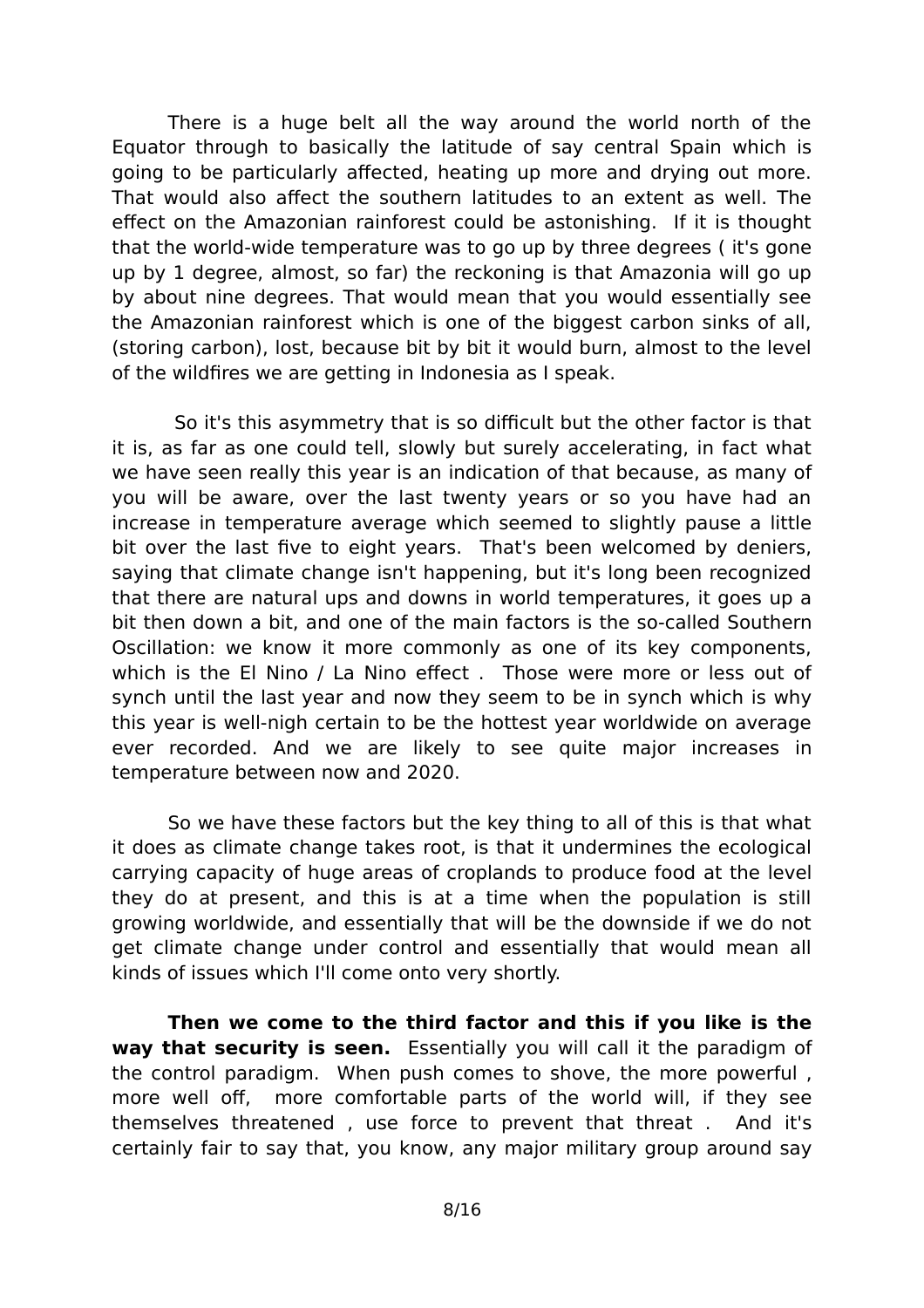There is a huge belt all the way around the world north of the Equator through to basically the latitude of say central Spain which is going to be particularly affected, heating up more and drying out more. That would also affect the southern latitudes to an extent as well. The effect on the Amazonian rainforest could be astonishing. If it is thought that the world-wide temperature was to go up by three degrees ( it's gone up by 1 degree, almost, so far) the reckoning is that Amazonia will go up by about nine degrees. That would mean that you would essentially see the Amazonian rainforest which is one of the biggest carbon sinks of all, (storing carbon), lost, because bit by bit it would burn, almost to the level of the wildfires we are getting in Indonesia as I speak.

So it's this asymmetry that is so difficult but the other factor is that it is, as far as one could tell, slowly but surely accelerating, in fact what we have seen really this year is an indication of that because, as many of you will be aware, over the last twenty years or so you have had an increase in temperature average which seemed to slightly pause a little bit over the last five to eight years. That's been welcomed by deniers, saying that climate change isn't happening, but it's long been recognized that there are natural ups and downs in world temperatures, it goes up a bit then down a bit, and one of the main factors is the so-called Southern Oscillation: we know it more commonly as one of its key components, which is the El Nino / La Nino effect . Those were more or less out of synch until the last year and now they seem to be in synch which is why this year is well-nigh certain to be the hottest year worldwide on average ever recorded. And we are likely to see quite major increases in temperature between now and 2020.

So we have these factors but the key thing to all of this is that what it does as climate change takes root, is that it undermines the ecological carrying capacity of huge areas of croplands to produce food at the level they do at present, and this is at a time when the population is still growing worldwide, and essentially that will be the downside if we do not get climate change under control and essentially that would mean all kinds of issues which I'll come onto very shortly.

**Then we come to the third factor and this if you like is the way that security is seen.** Essentially you will call it the paradigm of the control paradigm. When push comes to shove, the more powerful , more well off, more comfortable parts of the world will, if they see themselves threatened , use force to prevent that threat . And it's certainly fair to say that, you know, any major military group around say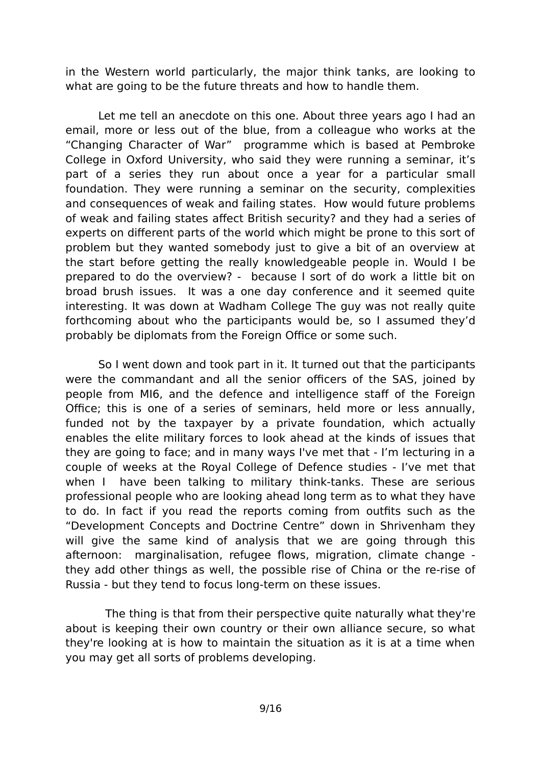in the Western world particularly, the major think tanks, are looking to what are going to be the future threats and how to handle them.

Let me tell an anecdote on this one. About three years ago I had an email, more or less out of the blue, from a colleague who works at the "Changing Character of War" programme which is based at Pembroke College in Oxford University, who said they were running a seminar, it's part of a series they run about once a year for a particular small foundation. They were running a seminar on the security, complexities and consequences of weak and failing states. How would future problems of weak and failing states affect British security? and they had a series of experts on different parts of the world which might be prone to this sort of problem but they wanted somebody just to give a bit of an overview at the start before getting the really knowledgeable people in. Would I be prepared to do the overview? - because I sort of do work a little bit on broad brush issues. It was a one day conference and it seemed quite interesting. It was down at Wadham College The guy was not really quite forthcoming about who the participants would be, so I assumed they'd probably be diplomats from the Foreign Office or some such.

So I went down and took part in it. It turned out that the participants were the commandant and all the senior officers of the SAS, joined by people from MI6, and the defence and intelligence staff of the Foreign Office; this is one of a series of seminars, held more or less annually, funded not by the taxpayer by a private foundation, which actually enables the elite military forces to look ahead at the kinds of issues that they are going to face; and in many ways I've met that - I'm lecturing in a couple of weeks at the Royal College of Defence studies - I've met that when I have been talking to military think-tanks. These are serious professional people who are looking ahead long term as to what they have to do. In fact if you read the reports coming from outfits such as the "Development Concepts and Doctrine Centre" down in Shrivenham they will give the same kind of analysis that we are going through this afternoon: marginalisation, refugee flows, migration, climate change - they add other things as well, the possible rise of China or the re-rise of Russia - but they tend to focus long-term on these issues.

The thing is that from their perspective quite naturally what they're about is keeping their own country or their own alliance secure, so what they're looking at is how to maintain the situation as it is at a time when you may get all sorts of problems developing.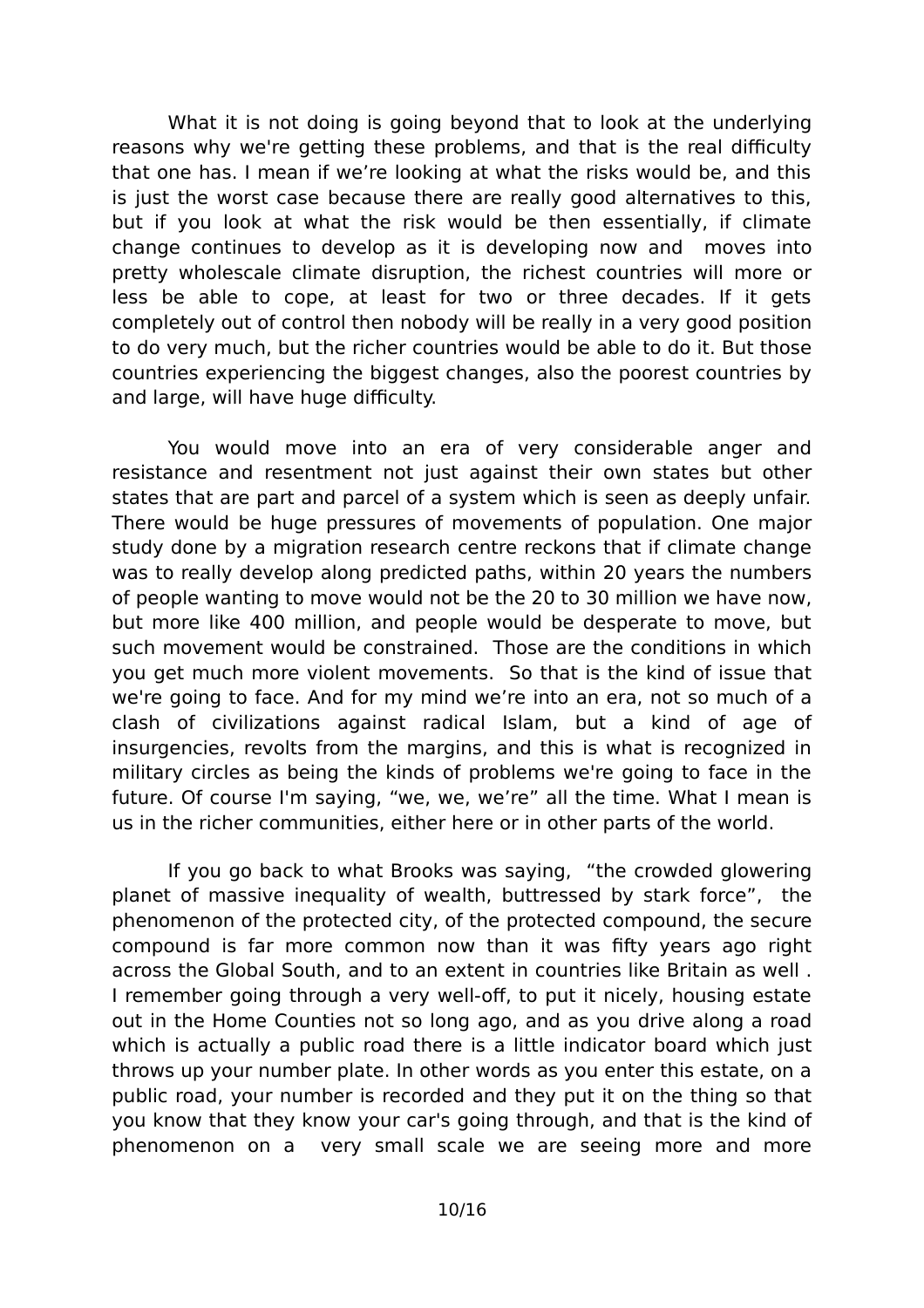What it is not doing is going beyond that to look at the underlying reasons why we're getting these problems, and that is the real difficulty that one has. I mean if we're looking at what the risks would be, and this is just the worst case because there are really good alternatives to this, but if you look at what the risk would be then essentially, if climate change continues to develop as it is developing now and moves into pretty wholescale climate disruption, the richest countries will more or less be able to cope, at least for two or three decades. If it gets completely out of control then nobody will be really in a very good position to do very much, but the richer countries would be able to do it. But those countries experiencing the biggest changes, also the poorest countries by and large, will have huge difficulty.

You would move into an era of very considerable anger and resistance and resentment not just against their own states but other states that are part and parcel of a system which is seen as deeply unfair. There would be huge pressures of movements of population. One major study done by a migration research centre reckons that if climate change was to really develop along predicted paths, within 20 years the numbers of people wanting to move would not be the 20 to 30 million we have now, but more like 400 million, and people would be desperate to move, but such movement would be constrained. Those are the conditions in which you get much more violent movements. So that is the kind of issue that we're going to face. And for my mind we're into an era, not so much of a clash of civilizations against radical Islam, but a kind of age of insurgencies, revolts from the margins, and this is what is recognized in military circles as being the kinds of problems we're going to face in the future. Of course I'm saying, "we, we, we're" all the time. What I mean is us in the richer communities, either here or in other parts of the world.

If you go back to what Brooks was saying, "the crowded glowering planet of massive inequality of wealth, buttressed by stark force", the phenomenon of the protected city, of the protected compound, the secure compound is far more common now than it was fifty years ago right across the Global South, and to an extent in countries like Britain as well . I remember going through a very well-off, to put it nicely, housing estate out in the Home Counties not so long ago, and as you drive along a road which is actually a public road there is a little indicator board which just throws up your number plate. In other words as you enter this estate, on a public road, your number is recorded and they put it on the thing so that you know that they know your car's going through, and that is the kind of phenomenon on a very small scale we are seeing more and more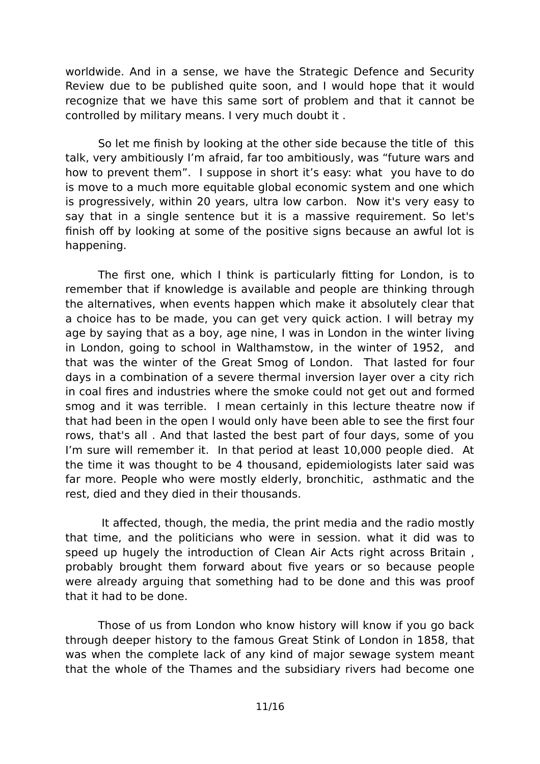worldwide. And in a sense, we have the Strategic Defence and Security Review due to be published quite soon, and I would hope that it would recognize that we have this same sort of problem and that it cannot be controlled by military means. I very much doubt it .

So let me finish by looking at the other side because the title of this talk, very ambitiously I'm afraid, far too ambitiously, was "future wars and how to prevent them". I suppose in short it's easy: what you have to do is move to a much more equitable global economic system and one which is progressively, within 20 years, ultra low carbon. Now it's very easy to say that in a single sentence but it is a massive requirement. So let's finish off by looking at some of the positive signs because an awful lot is happening.

The first one, which I think is particularly fitting for London, is to remember that if knowledge is available and people are thinking through the alternatives, when events happen which make it absolutely clear that a choice has to be made, you can get very quick action. I will betray my age by saying that as a boy, age nine, I was in London in the winter living in London, going to school in Walthamstow, in the winter of 1952, and that was the winter of the Great Smog of London. That lasted for four days in a combination of a severe thermal inversion layer over a city rich in coal fires and industries where the smoke could not get out and formed smog and it was terrible. I mean certainly in this lecture theatre now if that had been in the open I would only have been able to see the first four rows, that's all . And that lasted the best part of four days, some of you I'm sure will remember it. In that period at least 10,000 people died. At the time it was thought to be 4 thousand, epidemiologists later said was far more. People who were mostly elderly, bronchitic, asthmatic and the rest, died and they died in their thousands.

It affected, though, the media, the print media and the radio mostly that time, and the politicians who were in session. what it did was to speed up hugely the introduction of Clean Air Acts right across Britain , probably brought them forward about five years or so because people were already arguing that something had to be done and this was proof that it had to be done.

Those of us from London who know history will know if you go back through deeper history to the famous Great Stink of London in 1858, that was when the complete lack of any kind of major sewage system meant that the whole of the Thames and the subsidiary rivers had become one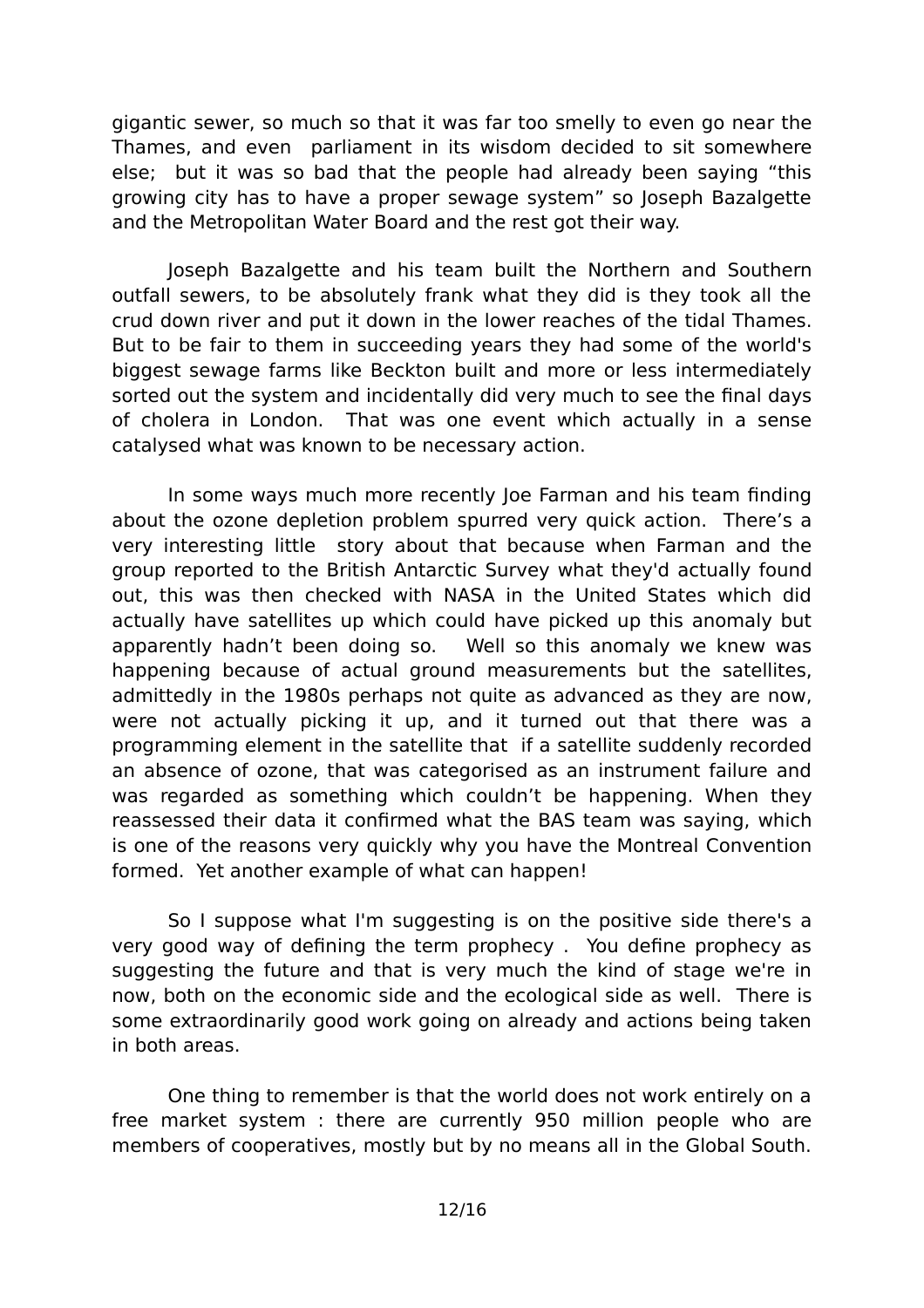gigantic sewer, so much so that it was far too smelly to even go near the Thames, and even parliament in its wisdom decided to sit somewhere else; but it was so bad that the people had already been saying "this growing city has to have a proper sewage system" so Joseph Bazalgette and the Metropolitan Water Board and the rest got their way.

Joseph Bazalgette and his team built the Northern and Southern outfall sewers, to be absolutely frank what they did is they took all the crud down river and put it down in the lower reaches of the tidal Thames. But to be fair to them in succeeding years they had some of the world's biggest sewage farms like Beckton built and more or less intermediately sorted out the system and incidentally did very much to see the final days of cholera in London. That was one event which actually in a sense catalysed what was known to be necessary action.

In some ways much more recently Joe Farman and his team finding about the ozone depletion problem spurred very quick action. There's a very interesting little story about that because when Farman and the group reported to the British Antarctic Survey what they'd actually found out, this was then checked with NASA in the United States which did actually have satellites up which could have picked up this anomaly but apparently hadn't been doing so. Well so this anomaly we knew was happening because of actual ground measurements but the satellites, admittedly in the 1980s perhaps not quite as advanced as they are now, were not actually picking it up, and it turned out that there was a programming element in the satellite that if a satellite suddenly recorded an absence of ozone, that was categorised as an instrument failure and was regarded as something which couldn't be happening. When they reassessed their data it confirmed what the BAS team was saying, which is one of the reasons very quickly why you have the Montreal Convention formed. Yet another example of what can happen!

So I suppose what I'm suggesting is on the positive side there's a very good way of defining the term prophecy . You define prophecy as suggesting the future and that is very much the kind of stage we're in now, both on the economic side and the ecological side as well. There is some extraordinarily good work going on already and actions being taken in both areas.

One thing to remember is that the world does not work entirely on a free market system : there are currently 950 million people who are members of cooperatives, mostly but by no means all in the Global South.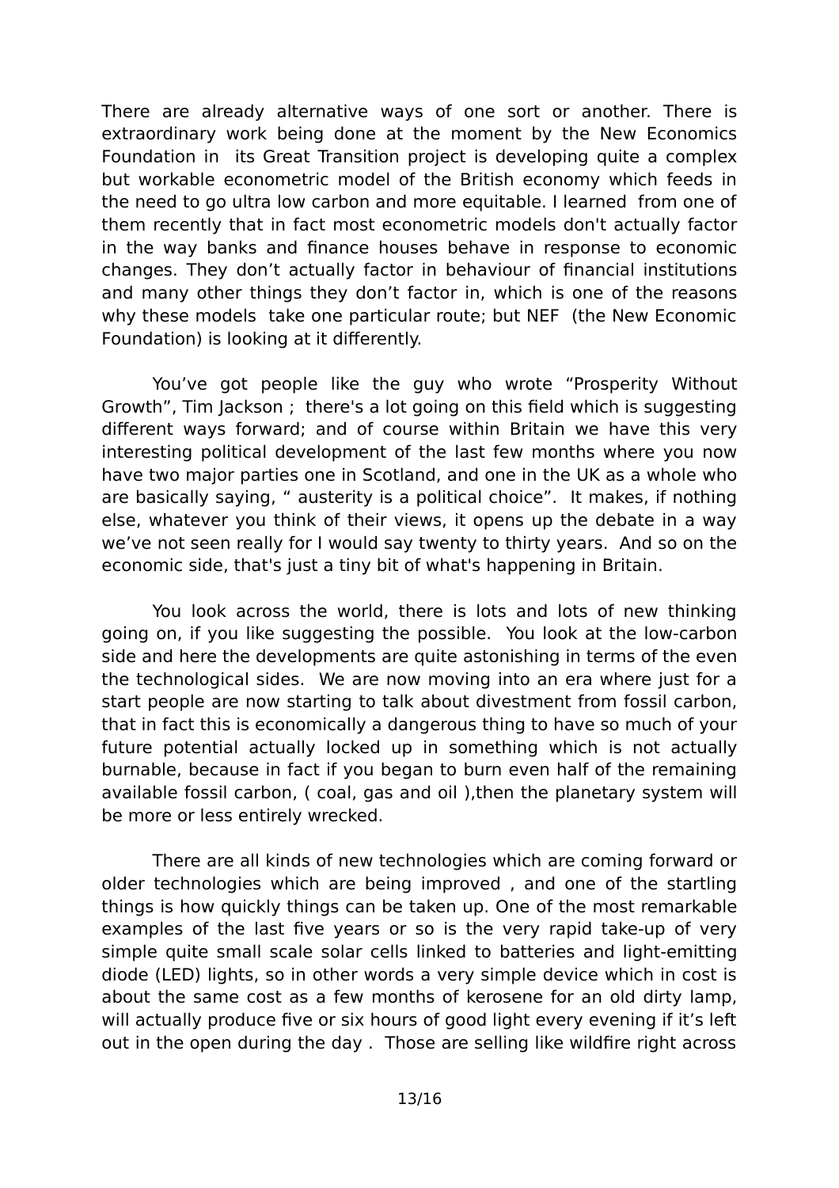There are already alternative ways of one sort or another. There is extraordinary work being done at the moment by the New Economics Foundation in its Great Transition project is developing quite a complex but workable econometric model of the British economy which feeds in the need to go ultra low carbon and more equitable. I learned from one of them recently that in fact most econometric models don't actually factor in the way banks and finance houses behave in response to economic changes. They don't actually factor in behaviour of financial institutions and many other things they don't factor in, which is one of the reasons why these models take one particular route; but NEF (the New Economic Foundation) is looking at it differently.

You've got people like the guy who wrote "Prosperity Without Growth", Tim Jackson ; there's a lot going on this field which is suggesting different ways forward; and of course within Britain we have this very interesting political development of the last few months where you now have two major parties one in Scotland, and one in the UK as a whole who are basically saying, " austerity is a political choice". It makes, if nothing else, whatever you think of their views, it opens up the debate in a way we've not seen really for I would say twenty to thirty years. And so on the economic side, that's just a tiny bit of what's happening in Britain.

You look across the world, there is lots and lots of new thinking going on, if you like suggesting the possible. You look at the low-carbon side and here the developments are quite astonishing in terms of the even the technological sides. We are now moving into an era where just for a start people are now starting to talk about divestment from fossil carbon, that in fact this is economically a dangerous thing to have so much of your future potential actually locked up in something which is not actually burnable, because in fact if you began to burn even half of the remaining available fossil carbon, ( coal, gas and oil ),then the planetary system will be more or less entirely wrecked.

There are all kinds of new technologies which are coming forward or older technologies which are being improved , and one of the startling things is how quickly things can be taken up. One of the most remarkable examples of the last five years or so is the very rapid take-up of very simple quite small scale solar cells linked to batteries and light-emitting diode (LED) lights, so in other words a very simple device which in cost is about the same cost as a few months of kerosene for an old dirty lamp, will actually produce five or six hours of good light every evening if it's left out in the open during the day . Those are selling like wildfire right across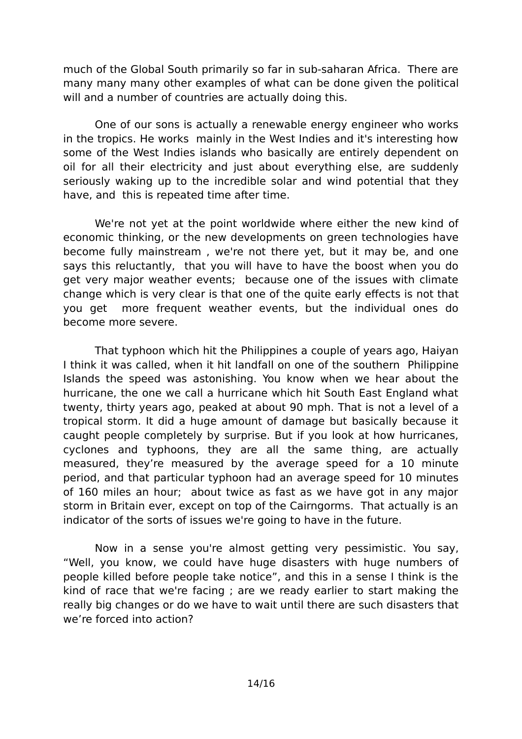much of the Global South primarily so far in sub-saharan Africa. There are many many many other examples of what can be done given the political will and a number of countries are actually doing this.

One of our sons is actually a renewable energy engineer who works in the tropics. He works mainly in the West Indies and it's interesting how some of the West Indies islands who basically are entirely dependent on oil for all their electricity and just about everything else, are suddenly seriously waking up to the incredible solar and wind potential that they have, and this is repeated time after time.

We're not yet at the point worldwide where either the new kind of economic thinking, or the new developments on green technologies have become fully mainstream , we're not there yet, but it may be, and one says this reluctantly, that you will have to have the boost when you do get very major weather events; because one of the issues with climate change which is very clear is that one of the quite early effects is not that you get more frequent weather events, but the individual ones do become more severe.

That typhoon which hit the Philippines a couple of years ago, Haiyan I think it was called, when it hit landfall on one of the southern Philippine Islands the speed was astonishing. You know when we hear about the hurricane, the one we call a hurricane which hit South East England what twenty, thirty years ago, peaked at about 90 mph. That is not a level of a tropical storm. It did a huge amount of damage but basically because it caught people completely by surprise. But if you look at how hurricanes, cyclones and typhoons, they are all the same thing, are actually measured, they're measured by the average speed for a 10 minute period, and that particular typhoon had an average speed for 10 minutes of 160 miles an hour; about twice as fast as we have got in any major storm in Britain ever, except on top of the Cairngorms. That actually is an indicator of the sorts of issues we're going to have in the future.

Now in a sense you're almost getting very pessimistic. You say, "Well, you know, we could have huge disasters with huge numbers of people killed before people take notice", and this in a sense I think is the kind of race that we're facing ; are we ready earlier to start making the really big changes or do we have to wait until there are such disasters that we're forced into action?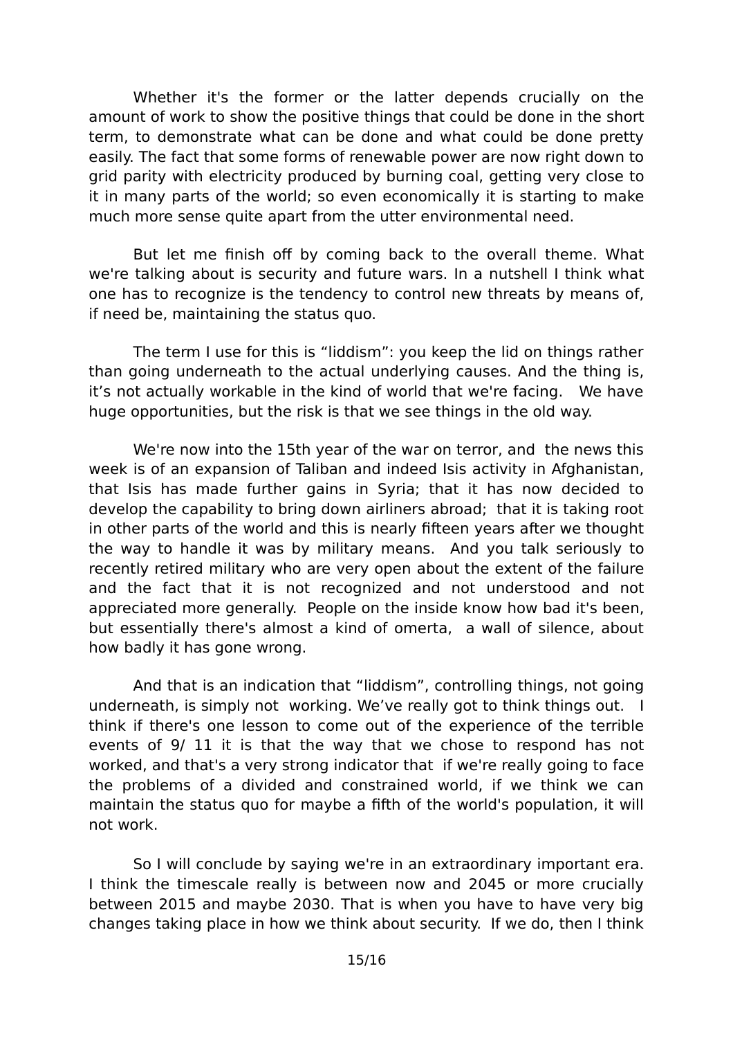Whether it's the former or the latter depends crucially on the amount of work to show the positive things that could be done in the short term, to demonstrate what can be done and what could be done pretty easily. The fact that some forms of renewable power are now right down to grid parity with electricity produced by burning coal, getting very close to it in many parts of the world; so even economically it is starting to make much more sense quite apart from the utter environmental need.

But let me finish off by coming back to the overall theme. What we're talking about is security and future wars. In a nutshell I think what one has to recognize is the tendency to control new threats by means of, if need be, maintaining the status quo.

The term I use for this is "liddism": you keep the lid on things rather than going underneath to the actual underlying causes. And the thing is, it's not actually workable in the kind of world that we're facing. We have huge opportunities, but the risk is that we see things in the old way.

We're now into the 15th year of the war on terror, and the news this week is of an expansion of Taliban and indeed Isis activity in Afghanistan, that Isis has made further gains in Syria; that it has now decided to develop the capability to bring down airliners abroad; that it is taking root in other parts of the world and this is nearly fifteen years after we thought the way to handle it was by military means. And you talk seriously to recently retired military who are very open about the extent of the failure and the fact that it is not recognized and not understood and not appreciated more generally. People on the inside know how bad it's been, but essentially there's almost a kind of omerta, a wall of silence, about how badly it has gone wrong.

And that is an indication that "liddism", controlling things, not going underneath, is simply not working. We've really got to think things out. I think if there's one lesson to come out of the experience of the terrible events of 9/ 11 it is that the way that we chose to respond has not worked, and that's a very strong indicator that if we're really going to face the problems of a divided and constrained world, if we think we can maintain the status quo for maybe a fifth of the world's population, it will not work.

So I will conclude by saying we're in an extraordinary important era. I think the timescale really is between now and 2045 or more crucially between 2015 and maybe 2030. That is when you have to have very big changes taking place in how we think about security. If we do, then I think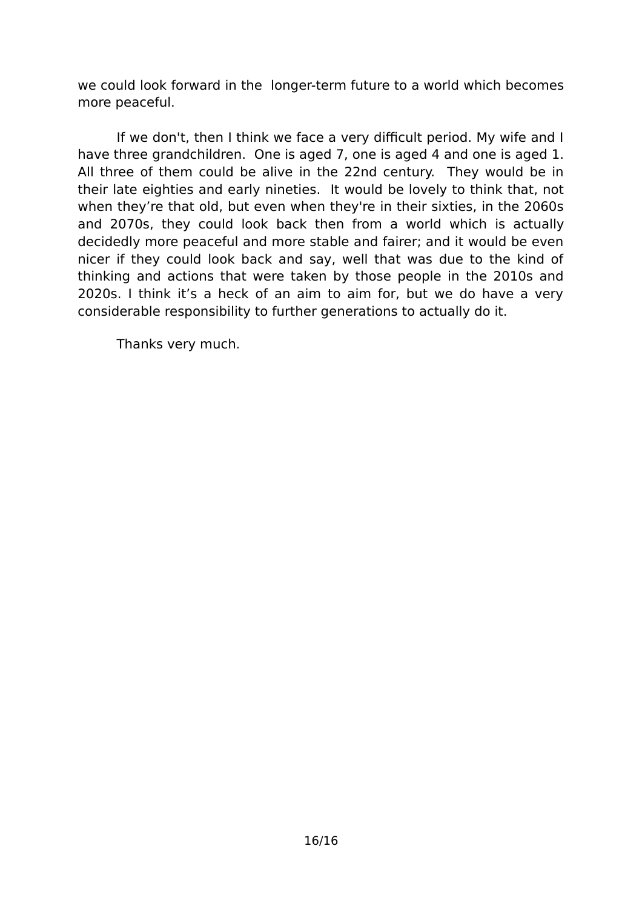we could look forward in the longer-term future to a world which becomes more peaceful.

If we don't, then I think we face a very difficult period. My wife and I have three grandchildren. One is aged 7, one is aged 4 and one is aged 1. All three of them could be alive in the 22nd century. They would be in their late eighties and early nineties. It would be lovely to think that, not when they're that old, but even when they're in their sixties, in the 2060s and 2070s, they could look back then from a world which is actually decidedly more peaceful and more stable and fairer; and it would be even nicer if they could look back and say, well that was due to the kind of thinking and actions that were taken by those people in the 2010s and 2020s. I think it's a heck of an aim to aim for, but we do have a very considerable responsibility to further generations to actually do it.

Thanks very much.